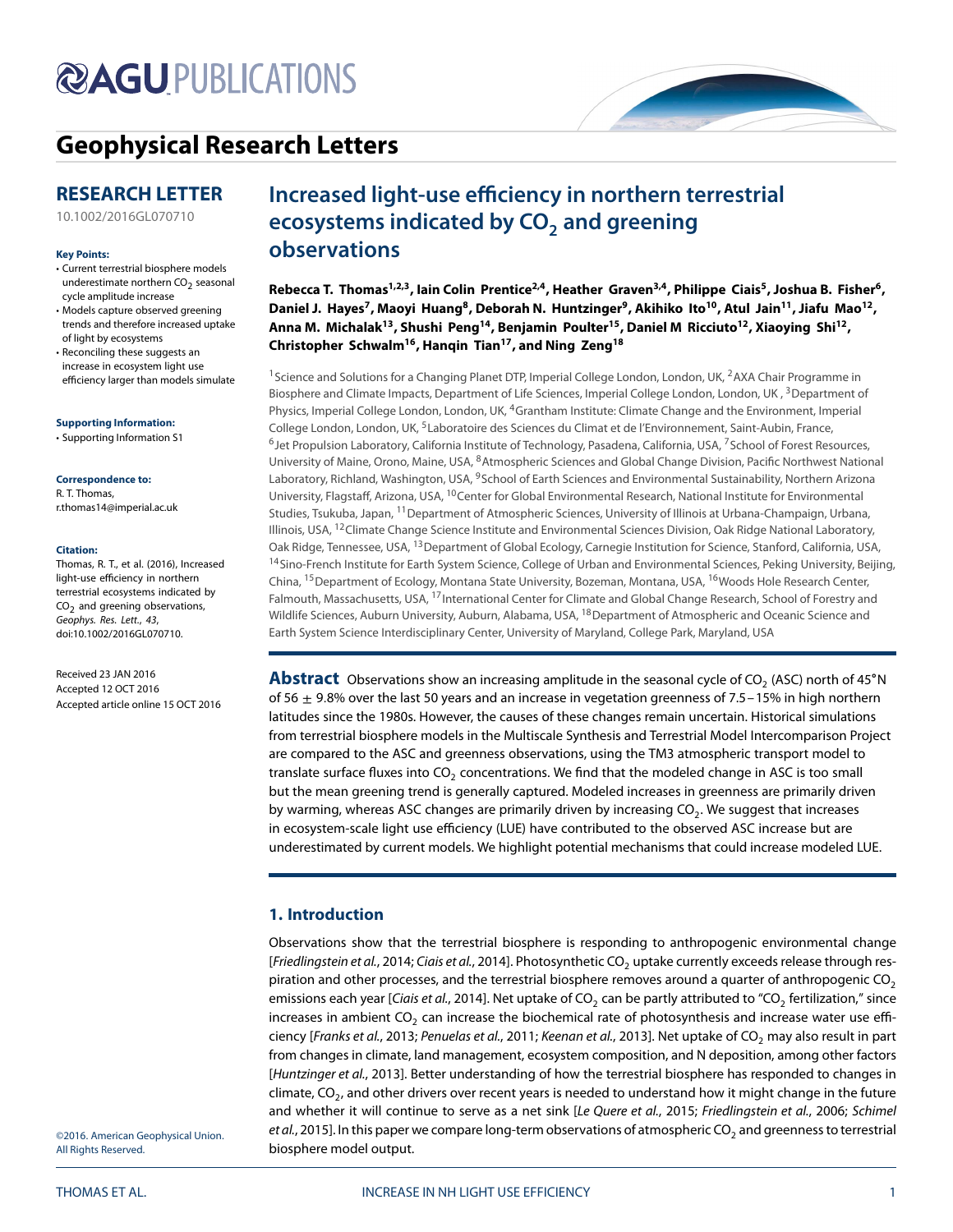# Geophysical Research Letters

## RESEARCH LETTER

10.1002/2016GL070710

**Key Points:**

- Current terrestrial biosphere models underestimate northern $CO_2$ seasonal cycle amplitude increase
- Models capture observed greening trends and therefore increased uptake of light by ecosystems
- Reconciling these suggests an increase in ecosystem light use efficiency larger than models simulate

**Supporting Information:**

- Supporting Information S1

**Correspondence to:**

R. T. Thomas,
r.thomas14@imperial.ac.uk

**Citation:**

Thomas, R. T., et al. (2016), Increased light-use efficiency in northern terrestrial ecosystems indicated by $CO_2$ and greening observations, *Geophys. Res. Lett.*, *43*, doi:10.1002/2016GL070710.

Received 23 JAN 2016
Accepted 12 OCT 2016
Accepted article online 15 OCT 2016

©2016. American Geophysical Union. All Rights Reserved.

# Increased light-use efficiency in northern terrestrial ecosystems indicated by $CO_2$ and greening observations

**Rebecca T. Thomas[1,2,3], Iain Colin Prentice[2,4], Heather Graven[3,4], Philippe Ciais[5], Joshua B. Fisher[6], Daniel J. Hayes[7], Maoyi Huang[8], Deborah N. Huntzinger[9], Akihiko Ito[10], Atul Jain[11], Jiafu Mao[12], Anna M. Michalak[13], Shushi Peng[14], Benjamin Poulter[15], Daniel M Ricciuto[12], Xiaoying Shi[12], Christopher Schwalm[16], Hanqin Tian[17], and Ning Zeng[18]**

[1]Science and Solutions for a Changing Planet DTP, Imperial College London, London, UK, [2]AXA Chair Programme in Biosphere and Climate Impacts, Department of Life Sciences, Imperial College London, London, UK , [3]Department of Physics, Imperial College London, London, UK, [4]Grantham Institute: Climate Change and the Environment, Imperial College London, London, UK, [5]Laboratoire des Sciences du Climat et de l'Environnement, Saint-Aubin, France, [6]Jet Propulsion Laboratory, California Institute of Technology, Pasadena, California, USA, [7]School of Forest Resources, University of Maine, Orono, Maine, USA, [8]Atmospheric Sciences and Global Change Division, Pacific Northwest National Laboratory, Richland, Washington, USA, [9]School of Earth Sciences and Environmental Sustainability, Northern Arizona University, Flagstaff, Arizona, USA, [10]Center for Global Environmental Research, National Institute for Environmental Studies, Tsukuba, Japan, [11]Department of Atmospheric Sciences, University of Illinois at Urbana-Champaign, Urbana, Illinois, USA, [12]Climate Change Science Institute and Environmental Sciences Division, Oak Ridge National Laboratory, Oak Ridge, Tennessee, USA, [13]Department of Global Ecology, Carnegie Institution for Science, Stanford, California, USA, [14]Sino-French Institute for Earth System Science, College of Urban and Environmental Sciences, Peking University, Beijing, China, [15]Department of Ecology, Montana State University, Bozeman, Montana, USA, [16]Woods Hole Research Center, Falmouth, Massachusetts, USA, [17]International Center for Climate and Global Change Research, School of Forestry and Wildlife Sciences, Auburn University, Auburn, Alabama, USA, [18]Department of Atmospheric and Oceanic Science and Earth System Science Interdisciplinary Center, University of Maryland, College Park, Maryland, USA

**Abstract** Observations show an increasing amplitude in the seasonal cycle of $CO_2$ (ASC) north of 45°N of 56 ± 9.8% over the last 50 years and an increase in vegetation greenness of 7.5–15% in high northern latitudes since the 1980s. However, the causes of these changes remain uncertain. Historical simulations from terrestrial biosphere models in the Multiscale Synthesis and Terrestrial Model Intercomparison Project are compared to the ASC and greenness observations, using the TM3 atmospheric transport model to translate surface fluxes into $CO_2$ concentrations. We find that the modeled change in ASC is too small but the mean greening trend is generally captured. Modeled increases in greenness are primarily driven by warming, whereas ASC changes are primarily driven by increasing $CO_2$. We suggest that increases in ecosystem-scale light use efficiency (LUE) have contributed to the observed ASC increase but are underestimated by current models. We highlight potential mechanisms that could increase modeled LUE.

## 1. Introduction

Observations show that the terrestrial biosphere is responding to anthropogenic environmental change [*Friedlingstein et al.*, 2014; *Ciais et al.*, 2014]. Photosynthetic $CO_2$ uptake currently exceeds release through respiration and other processes, and the terrestrial biosphere removes around a quarter of anthropogenic $CO_2$ emissions each year [*Ciais et al.*, 2014]. Net uptake of $CO_2$ can be partly attributed to "$CO_2$ fertilization," since increases in ambient $CO_2$ can increase the biochemical rate of photosynthesis and increase water use efficiency [*Franks et al.*, 2013; *Penuelas et al.*, 2011; *Keenan et al.*, 2013]. Net uptake of $CO_2$ may also result in part from changes in climate, land management, ecosystem composition, and N deposition, among other factors [*Huntzinger et al.*, 2013]. Better understanding of how the terrestrial biosphere has responded to changes in climate, $CO_2$, and other drivers over recent years is needed to understand how it might change in the future and whether it will continue to serve as a net sink [*Le Quere et al.*, 2015; *Friedlingstein et al.*, 2006; *Schimel et al.*, 2015]. In this paper we compare long-term observations of atmospheric $CO_2$ and greenness to terrestrial biosphere model output.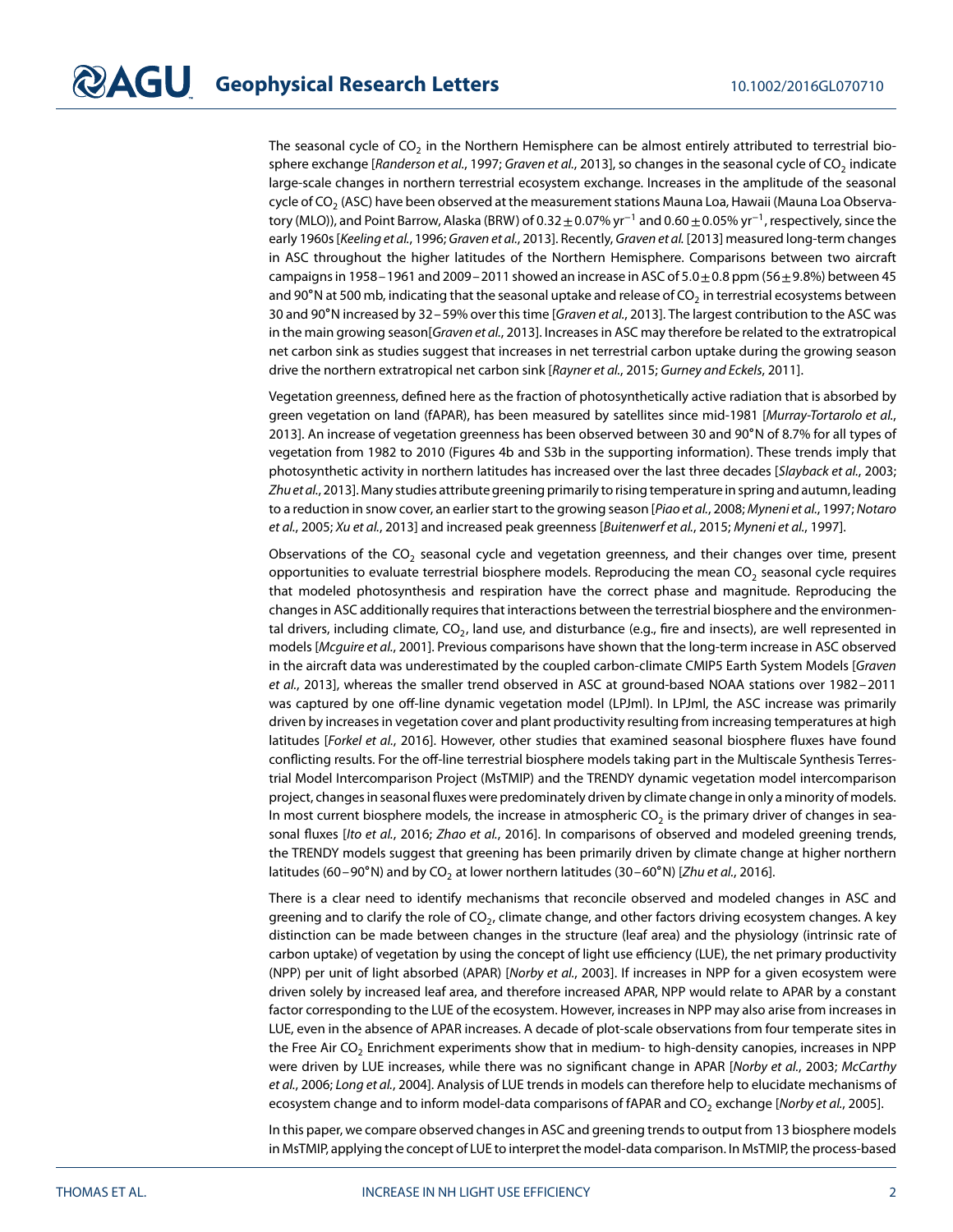The seasonal cycle of $CO_2$ in the Northern Hemisphere can be almost entirely attributed to terrestrial biosphere exchange [*Randerson et al.*, 1997; *Graven et al.*, 2013], so changes in the seasonal cycle of $CO_2$ indicate large-scale changes in northern terrestrial ecosystem exchange. Increases in the amplitude of the seasonal cycle of $CO_2$ (ASC) have been observed at the measurement stations Mauna Loa, Hawaii (Mauna Loa Observatory (MLO)), and Point Barrow, Alaska (BRW) of $0.32 \pm 0.07\%\ \mathrm{yr}^{-1}$ and $0.60 \pm 0.05\%\ \mathrm{yr}^{-1}$, respectively, since the early 1960s [*Keeling et al.*, 1996; *Graven et al.*, 2013]. Recently, *Graven et al.* [2013] measured long-term changes in ASC throughout the higher latitudes of the Northern Hemisphere. Comparisons between two aircraft campaigns in 1958–1961 and 2009–2011 showed an increase in ASC of $5.0 \pm 0.8$ ppm ($56 \pm 9.8\%$) between 45 and 90°N at 500 mb, indicating that the seasonal uptake and release of $CO_2$ in terrestrial ecosystems between 30 and 90°N increased by 32–59% over this time [*Graven et al.*, 2013]. The largest contribution to the ASC was in the main growing season[*Graven et al.*, 2013]. Increases in ASC may therefore be related to the extratropical net carbon sink as studies suggest that increases in net terrestrial carbon uptake during the growing season drive the northern extratropical net carbon sink [*Rayner et al.*, 2015; *Gurney and Eckels*, 2011].

Vegetation greenness, defined here as the fraction of photosynthetically active radiation that is absorbed by green vegetation on land (fAPAR), has been measured by satellites since mid-1981 [*Murray-Tortarolo et al.*, 2013]. An increase of vegetation greenness has been observed between 30 and 90°N of 8.7% for all types of vegetation from 1982 to 2010 (Figures 4b and S3b in the supporting information). These trends imply that photosynthetic activity in northern latitudes has increased over the last three decades [*Slayback et al.*, 2003; *Zhu et al.*, 2013]. Many studies attribute greening primarily to rising temperature in spring and autumn, leading to a reduction in snow cover, an earlier start to the growing season [*Piao et al.*, 2008; *Myneni et al.*, 1997; *Notaro et al.*, 2005; *Xu et al.*, 2013] and increased peak greenness [*Buitenwerf et al.*, 2015; *Myneni et al.*, 1997].

Observations of the $CO_2$ seasonal cycle and vegetation greenness, and their changes over time, present opportunities to evaluate terrestrial biosphere models. Reproducing the mean $CO_2$ seasonal cycle requires that modeled photosynthesis and respiration have the correct phase and magnitude. Reproducing the changes in ASC additionally requires that interactions between the terrestrial biosphere and the environmental drivers, including climate, $CO_2$, land use, and disturbance (e.g., fire and insects), are well represented in models [*Mcguire et al.*, 2001]. Previous comparisons have shown that the long-term increase in ASC observed in the aircraft data was underestimated by the coupled carbon-climate CMIP5 Earth System Models [*Graven et al.*, 2013], whereas the smaller trend observed in ASC at ground-based NOAA stations over 1982–2011 was captured by one off-line dynamic vegetation model (LPJml). In LPJml, the ASC increase was primarily driven by increases in vegetation cover and plant productivity resulting from increasing temperatures at high latitudes [*Forkel et al.*, 2016]. However, other studies that examined seasonal biosphere fluxes have found conflicting results. For the off-line terrestrial biosphere models taking part in the Multiscale Synthesis Terrestrial Model Intercomparison Project (MsTMIP) and the TRENDY dynamic vegetation model intercomparison project, changes in seasonal fluxes were predominately driven by climate change in only a minority of models. In most current biosphere models, the increase in atmospheric $CO_2$ is the primary driver of changes in seasonal fluxes [*Ito et al.*, 2016; *Zhao et al.*, 2016]. In comparisons of observed and modeled greening trends, the TRENDY models suggest that greening has been primarily driven by climate change at higher northern latitudes (60–90°N) and by $CO_2$ at lower northern latitudes (30–60°N) [*Zhu et al.*, 2016].

There is a clear need to identify mechanisms that reconcile observed and modeled changes in ASC and greening and to clarify the role of $CO_2$, climate change, and other factors driving ecosystem changes. A key distinction can be made between changes in the structure (leaf area) and the physiology (intrinsic rate of carbon uptake) of vegetation by using the concept of light use efficiency (LUE), the net primary productivity (NPP) per unit of light absorbed (APAR) [*Norby et al.*, 2003]. If increases in NPP for a given ecosystem were driven solely by increased leaf area, and therefore increased APAR, NPP would relate to APAR by a constant factor corresponding to the LUE of the ecosystem. However, increases in NPP may also arise from increases in LUE, even in the absence of APAR increases. A decade of plot-scale observations from four temperate sites in the Free Air $CO_2$ Enrichment experiments show that in medium- to high-density canopies, increases in NPP were driven by LUE increases, while there was no significant change in APAR [*Norby et al.*, 2003; *McCarthy et al.*, 2006; *Long et al.*, 2004]. Analysis of LUE trends in models can therefore help to elucidate mechanisms of ecosystem change and to inform model-data comparisons of fAPAR and $CO_2$ exchange [*Norby et al.*, 2005].

In this paper, we compare observed changes in ASC and greening trends to output from 13 biosphere models in MsTMIP, applying the concept of LUE to interpret the model-data comparison. In MsTMIP, the process-based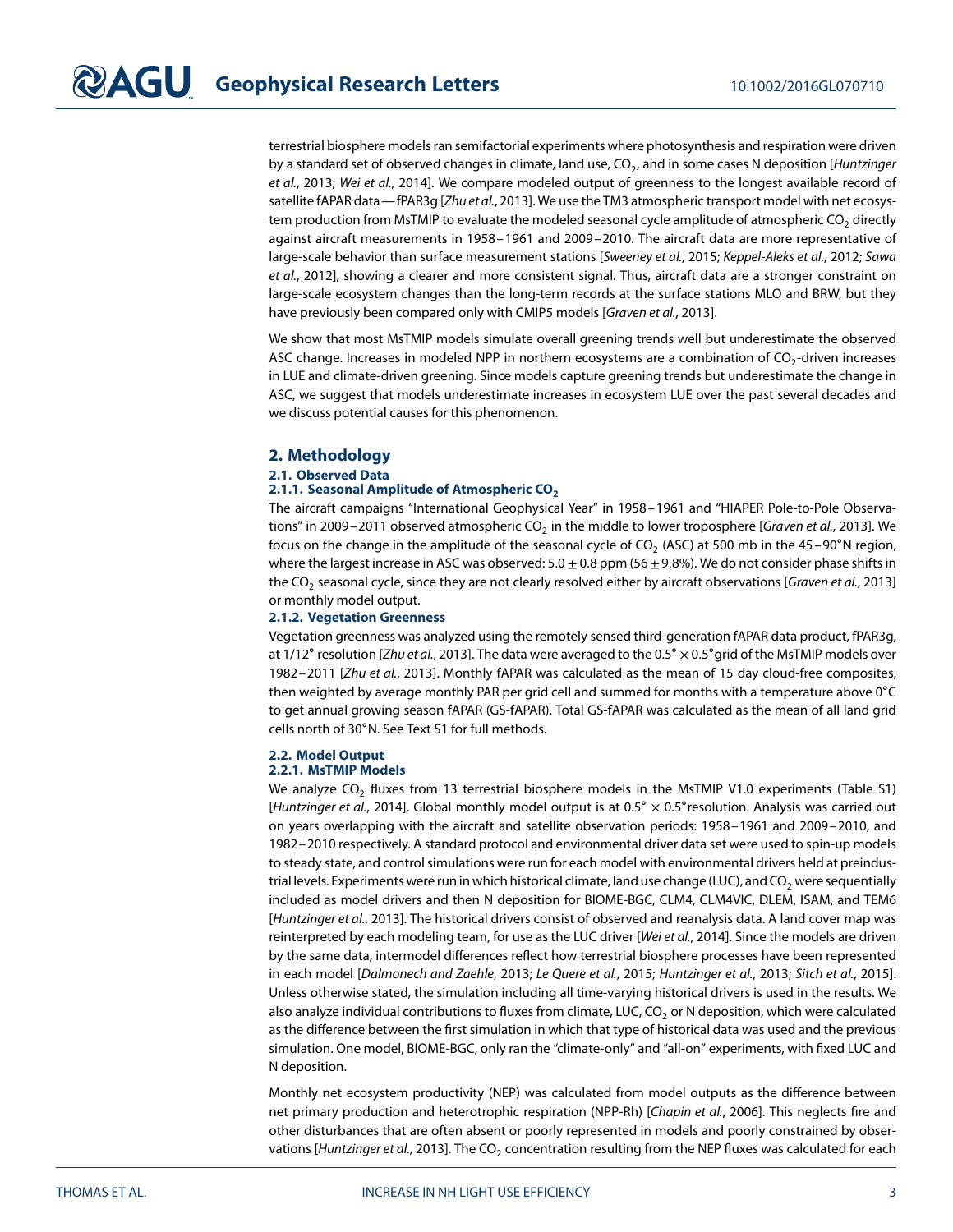terrestrial biosphere models ran semifactorial experiments where photosynthesis and respiration were driven by a standard set of observed changes in climate, land use, $CO_2$, and in some cases N deposition [*Huntzinger et al.*, 2013; *Wei et al.*, 2014]. We compare modeled output of greenness to the longest available record of satellite fAPAR data — fPAR3g [*Zhu et al.*, 2013]. We use the TM3 atmospheric transport model with net ecosystem production from MsTMIP to evaluate the modeled seasonal cycle amplitude of atmospheric $CO_2$ directly against aircraft measurements in 1958–1961 and 2009–2010. The aircraft data are more representative of large-scale behavior than surface measurement stations [*Sweeney et al.*, 2015; *Keppel-Aleks et al.*, 2012; *Sawa et al.*, 2012], showing a clearer and more consistent signal. Thus, aircraft data are a stronger constraint on large-scale ecosystem changes than the long-term records at the surface stations MLO and BRW, but they have previously been compared only with CMIP5 models [*Graven et al.*, 2013].

We show that most MsTMIP models simulate overall greening trends well but underestimate the observed ASC change. Increases in modeled NPP in northern ecosystems are a combination of $CO_2$-driven increases in LUE and climate-driven greening. Since models capture greening trends but underestimate the change in ASC, we suggest that models underestimate increases in ecosystem LUE over the past several decades and we discuss potential causes for this phenomenon.

## 2. Methodology

### 2.1. Observed Data

#### 2.1.1. Seasonal Amplitude of Atmospheric $CO_2$

The aircraft campaigns "International Geophysical Year" in 1958–1961 and "HIAPER Pole-to-Pole Observations" in 2009–2011 observed atmospheric $CO_2$ in the middle to lower troposphere [*Graven et al.*, 2013]. We focus on the change in the amplitude of the seasonal cycle of $CO_2$ (ASC) at 500 mb in the 45–90°N region, where the largest increase in ASC was observed: $5.0 \pm 0.8$ ppm ($56 \pm 9.8$%). We do not consider phase shifts in the $CO_2$ seasonal cycle, since they are not clearly resolved either by aircraft observations [*Graven et al.*, 2013] or monthly model output.

#### 2.1.2. Vegetation Greenness

Vegetation greenness was analyzed using the remotely sensed third-generation fAPAR data product, fPAR3g, at 1/12° resolution [*Zhu et al.*, 2013]. The data were averaged to the $0.5° \times 0.5°$ grid of the MsTMIP models over 1982–2011 [*Zhu et al.*, 2013]. Monthly fAPAR was calculated as the mean of 15 day cloud-free composites, then weighted by average monthly PAR per grid cell and summed for months with a temperature above 0°C to get annual growing season fAPAR (GS-fAPAR). Total GS-fAPAR was calculated as the mean of all land grid cells north of 30°N. See Text S1 for full methods.

### 2.2. Model Output

#### 2.2.1. MsTMIP Models

We analyze $CO_2$ fluxes from 13 terrestrial biosphere models in the MsTMIP V1.0 experiments (Table S1) [*Huntzinger et al.*, 2014]. Global monthly model output is at $0.5° \times 0.5°$ resolution. Analysis was carried out on years overlapping with the aircraft and satellite observation periods: 1958–1961 and 2009–2010, and 1982–2010 respectively. A standard protocol and environmental driver data set were used to spin-up models to steady state, and control simulations were run for each model with environmental drivers held at preindustrial levels. Experiments were run in which historical climate, land use change (LUC), and $CO_2$ were sequentially included as model drivers and then N deposition for BIOME-BGC, CLM4, CLM4VIC, DLEM, ISAM, and TEM6 [*Huntzinger et al.*, 2013]. The historical drivers consist of observed and reanalysis data. A land cover map was reinterpreted by each modeling team, for use as the LUC driver [*Wei et al.*, 2014]. Since the models are driven by the same data, intermodel differences reflect how terrestrial biosphere processes have been represented in each model [*Dalmonech and Zaehle*, 2013; *Le Quere et al.*, 2015; *Huntzinger et al.*, 2013; *Sitch et al.*, 2015]. Unless otherwise stated, the simulation including all time-varying historical drivers is used in the results. We also analyze individual contributions to fluxes from climate, LUC, $CO_2$ or N deposition, which were calculated as the difference between the first simulation in which that type of historical data was used and the previous simulation. One model, BIOME-BGC, only ran the "climate-only" and "all-on" experiments, with fixed LUC and N deposition.

Monthly net ecosystem productivity (NEP) was calculated from model outputs as the difference between net primary production and heterotrophic respiration (NPP-Rh) [*Chapin et al.*, 2006]. This neglects fire and other disturbances that are often absent or poorly represented in models and poorly constrained by observations [*Huntzinger et al.*, 2013]. The $CO_2$ concentration resulting from the NEP fluxes was calculated for each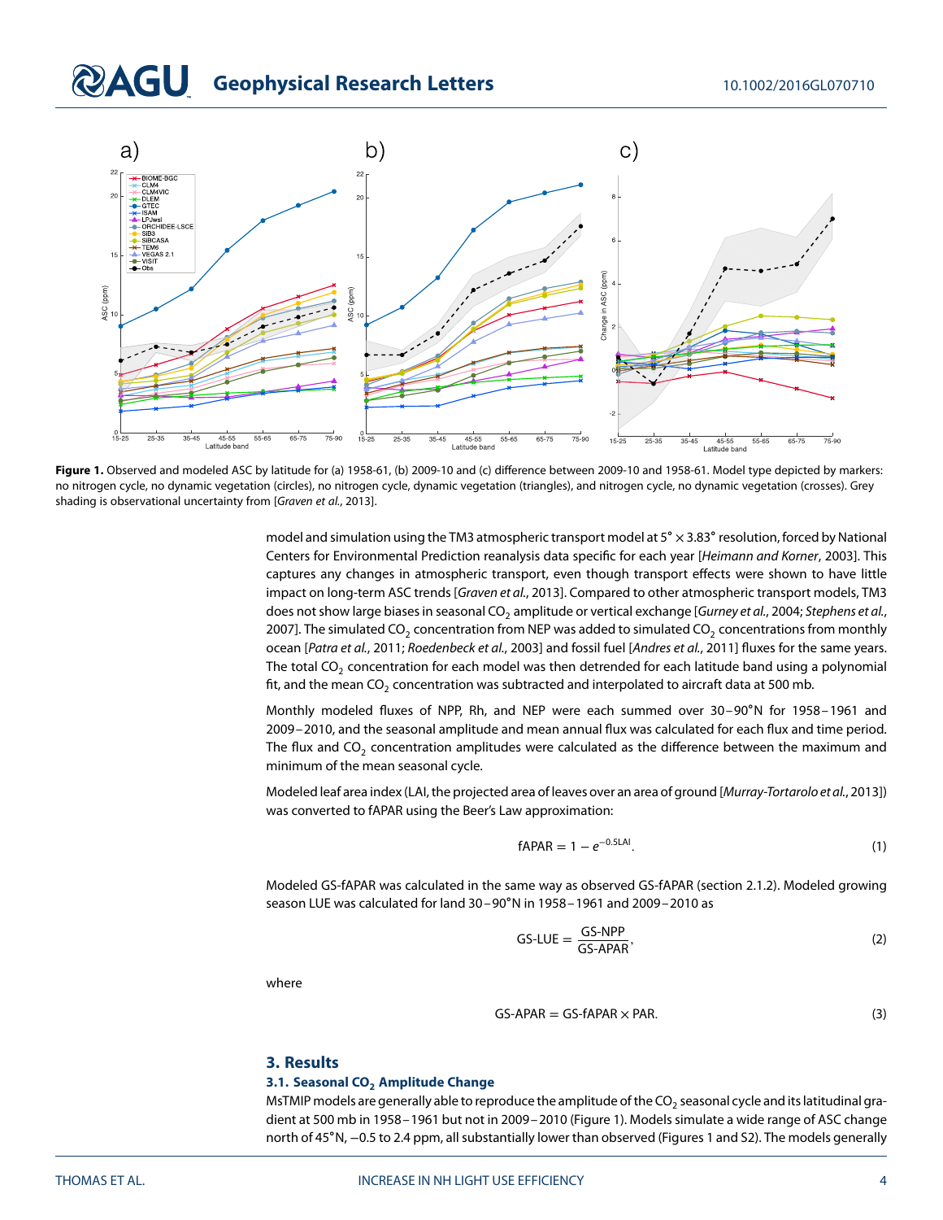**Figure 1.** Observed and modeled ASC by latitude for (a) 1958-61, (b) 2009-10 and (c) difference between 2009-10 and 1958-61. Model type depicted by markers: no nitrogen cycle, no dynamic vegetation (circles), no nitrogen cycle, dynamic vegetation (triangles), and nitrogen cycle, no dynamic vegetation (crosses). Grey shading is observational uncertainty from [*Graven et al.*, 2013].

model and simulation using the TM3 atmospheric transport model at 5° × 3.83° resolution, forced by National Centers for Environmental Prediction reanalysis data specific for each year [*Heimann and Korner*, 2003]. This captures any changes in atmospheric transport, even though transport effects were shown to have little impact on long-term ASC trends [*Graven et al.*, 2013]. Compared to other atmospheric transport models, TM3 does not show large biases in seasonal $CO_2$ amplitude or vertical exchange [*Gurney et al.*, 2004; *Stephens et al.*, 2007]. The simulated $CO_2$ concentration from NEP was added to simulated $CO_2$ concentrations from monthly ocean [*Patra et al.*, 2011; *Roedenbeck et al.*, 2003] and fossil fuel [*Andres et al.*, 2011] fluxes for the same years. The total $CO_2$ concentration for each model was then detrended for each latitude band using a polynomial fit, and the mean $CO_2$ concentration was subtracted and interpolated to aircraft data at 500 mb.

Monthly modeled fluxes of NPP, Rh, and NEP were each summed over 30–90°N for 1958–1961 and 2009–2010, and the seasonal amplitude and mean annual flux was calculated for each flux and time period. The flux and $CO_2$ concentration amplitudes were calculated as the difference between the maximum and minimum of the mean seasonal cycle.

Modeled leaf area index (LAI, the projected area of leaves over an area of ground [*Murray-Tortarolo et al.*, 2013]) was converted to fAPAR using the Beer's Law approximation:

$$\text{fAPAR} = 1 - e^{-0.5\text{LAI}}. \tag{1}$$

Modeled GS-fAPAR was calculated in the same way as observed GS-fAPAR (section 2.1.2). Modeled growing season LUE was calculated for land 30–90°N in 1958–1961 and 2009–2010 as

$$\text{GS-LUE} = \frac{\text{GS-NPP}}{\text{GS-APAR}}, \tag{2}$$

where

$$\text{GS-APAR} = \text{GS-fAPAR} \times \text{PAR}. \tag{3}$$

## 3. Results

### 3.1. Seasonal $CO_2$ Amplitude Change

MsTMIP models are generally able to reproduce the amplitude of the $CO_2$ seasonal cycle and its latitudinal gradient at 500 mb in 1958–1961 but not in 2009–2010 (Figure 1). Models simulate a wide range of ASC change north of 45°N, −0.5 to 2.4 ppm, all substantially lower than observed (Figures 1 and S2). The models generally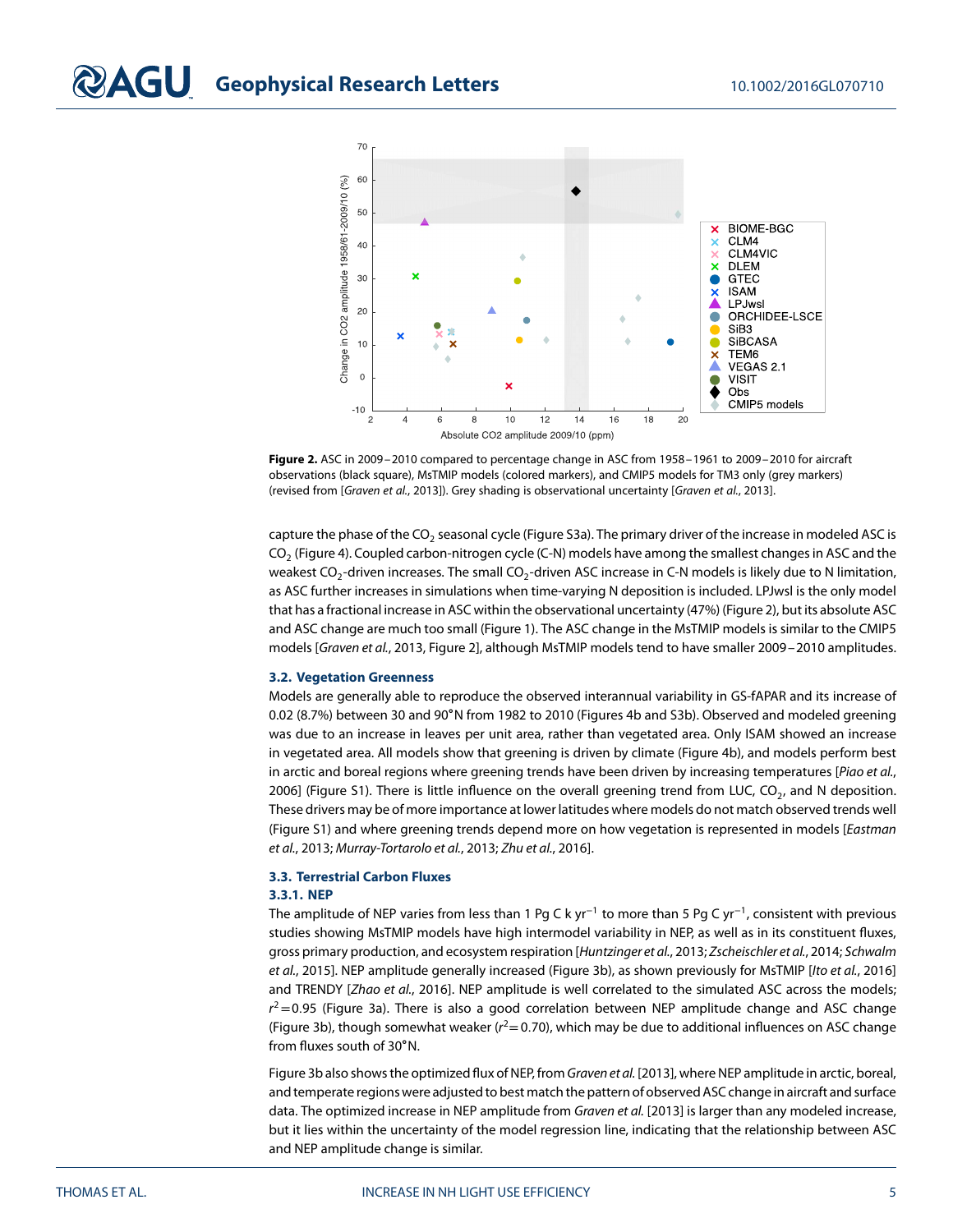**Figure 2.** ASC in 2009–2010 compared to percentage change in ASC from 1958–1961 to 2009–2010 for aircraft observations (black square), MsTMIP models (colored markers), and CMIP5 models for TM3 only (grey markers) (revised from [*Graven et al.*, 2013]). Grey shading is observational uncertainty [*Graven et al.*, 2013].

capture the phase of the $CO_2$ seasonal cycle (Figure S3a). The primary driver of the increase in modeled ASC is $CO_2$ (Figure 4). Coupled carbon-nitrogen cycle (C-N) models have among the smallest changes in ASC and the weakest $CO_2$-driven increases. The small $CO_2$-driven ASC increase in C-N models is likely due to N limitation, as ASC further increases in simulations when time-varying N deposition is included. LPJwsl is the only model that has a fractional increase in ASC within the observational uncertainty (47%) (Figure 2), but its absolute ASC and ASC change are much too small (Figure 1). The ASC change in the MsTMIP models is similar to the CMIP5 models [*Graven et al.*, 2013, Figure 2], although MsTMIP models tend to have smaller 2009–2010 amplitudes.

### 3.2. Vegetation Greenness

Models are generally able to reproduce the observed interannual variability in GS-fAPAR and its increase of 0.02 (8.7%) between 30 and 90°N from 1982 to 2010 (Figures 4b and S3b). Observed and modeled greening was due to an increase in leaves per unit area, rather than vegetated area. Only ISAM showed an increase in vegetated area. All models show that greening is driven by climate (Figure 4b), and models perform best in arctic and boreal regions where greening trends have been driven by increasing temperatures [*Piao et al.*, 2006] (Figure S1). There is little influence on the overall greening trend from LUC, $CO_2$, and N deposition. These drivers may be of more importance at lower latitudes where models do not match observed trends well (Figure S1) and where greening trends depend more on how vegetation is represented in models [*Eastman et al.*, 2013; *Murray-Tortarolo et al.*, 2013; *Zhu et al.*, 2016].

### 3.3. Terrestrial Carbon Fluxes

#### 3.3.1. NEP

The amplitude of NEP varies from less than 1 Pg C k $yr^{-1}$ to more than 5 Pg C $yr^{-1}$, consistent with previous studies showing MsTMIP models have high intermodel variability in NEP, as well as in its constituent fluxes, gross primary production, and ecosystem respiration [*Huntzinger et al.*, 2013; *Zscheischler et al.*, 2014; *Schwalm et al.*, 2015]. NEP amplitude generally increased (Figure 3b), as shown previously for MsTMIP [*Ito et al.*, 2016] and TRENDY [*Zhao et al.*, 2016]. NEP amplitude is well correlated to the simulated ASC across the models; $r^2 = 0.95$ (Figure 3a). There is also a good correlation between NEP amplitude change and ASC change (Figure 3b), though somewhat weaker ($r^2 = 0.70$), which may be due to additional influences on ASC change from fluxes south of 30°N.

Figure 3b also shows the optimized flux of NEP, from *Graven et al.* [2013], where NEP amplitude in arctic, boreal, and temperate regions were adjusted to best match the pattern of observed ASC change in aircraft and surface data. The optimized increase in NEP amplitude from *Graven et al.* [2013] is larger than any modeled increase, but it lies within the uncertainty of the model regression line, indicating that the relationship between ASC and NEP amplitude change is similar.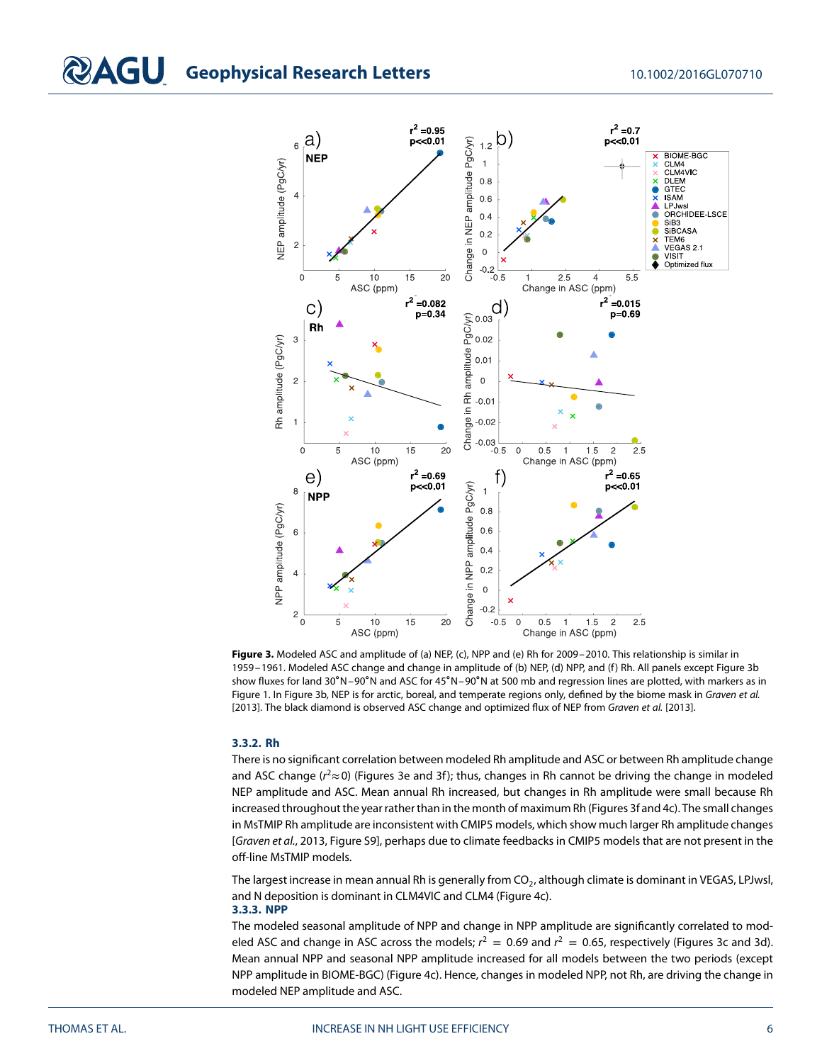**Figure 3.** Modeled ASC and amplitude of (a) NEP, (c), NPP and (e) Rh for 2009–2010. This relationship is similar in 1959–1961. Modeled ASC change and change in amplitude of (b) NEP, (d) NPP, and (f) Rh. All panels except Figure 3b show fluxes for land 30°N–90°N and ASC for 45°N–90°N at 500 mb and regression lines are plotted, with markers as in Figure 1. In Figure 3b, NEP is for arctic, boreal, and temperate regions only, defined by the biome mask in *Graven et al.* [2013]. The black diamond is observed ASC change and optimized flux of NEP from *Graven et al.* [2013].

#### 3.3.2. Rh

There is no significant correlation between modeled Rh amplitude and ASC or between Rh amplitude change and ASC change ($r^2 \approx 0$) (Figures 3e and 3f); thus, changes in Rh cannot be driving the change in modeled NEP amplitude and ASC. Mean annual Rh increased, but changes in Rh amplitude were small because Rh increased throughout the year rather than in the month of maximum Rh (Figures 3f and 4c). The small changes in MsTMIP Rh amplitude are inconsistent with CMIP5 models, which show much larger Rh amplitude changes [*Graven et al.*, 2013, Figure S9], perhaps due to climate feedbacks in CMIP5 models that are not present in the off-line MsTMIP models.

The largest increase in mean annual Rh is generally from $CO_2$, although climate is dominant in VEGAS, LPJwsl, and N deposition is dominant in CLM4VIC and CLM4 (Figure 4c).

#### 3.3.3. NPP

The modeled seasonal amplitude of NPP and change in NPP amplitude are significantly correlated to modeled ASC and change in ASC across the models; $r^2 = 0.69$ and $r^2 = 0.65$, respectively (Figures 3c and 3d). Mean annual NPP and seasonal NPP amplitude increased for all models between the two periods (except NPP amplitude in BIOME-BGC) (Figure 4c). Hence, changes in modeled NPP, not Rh, are driving the change in modeled NEP amplitude and ASC.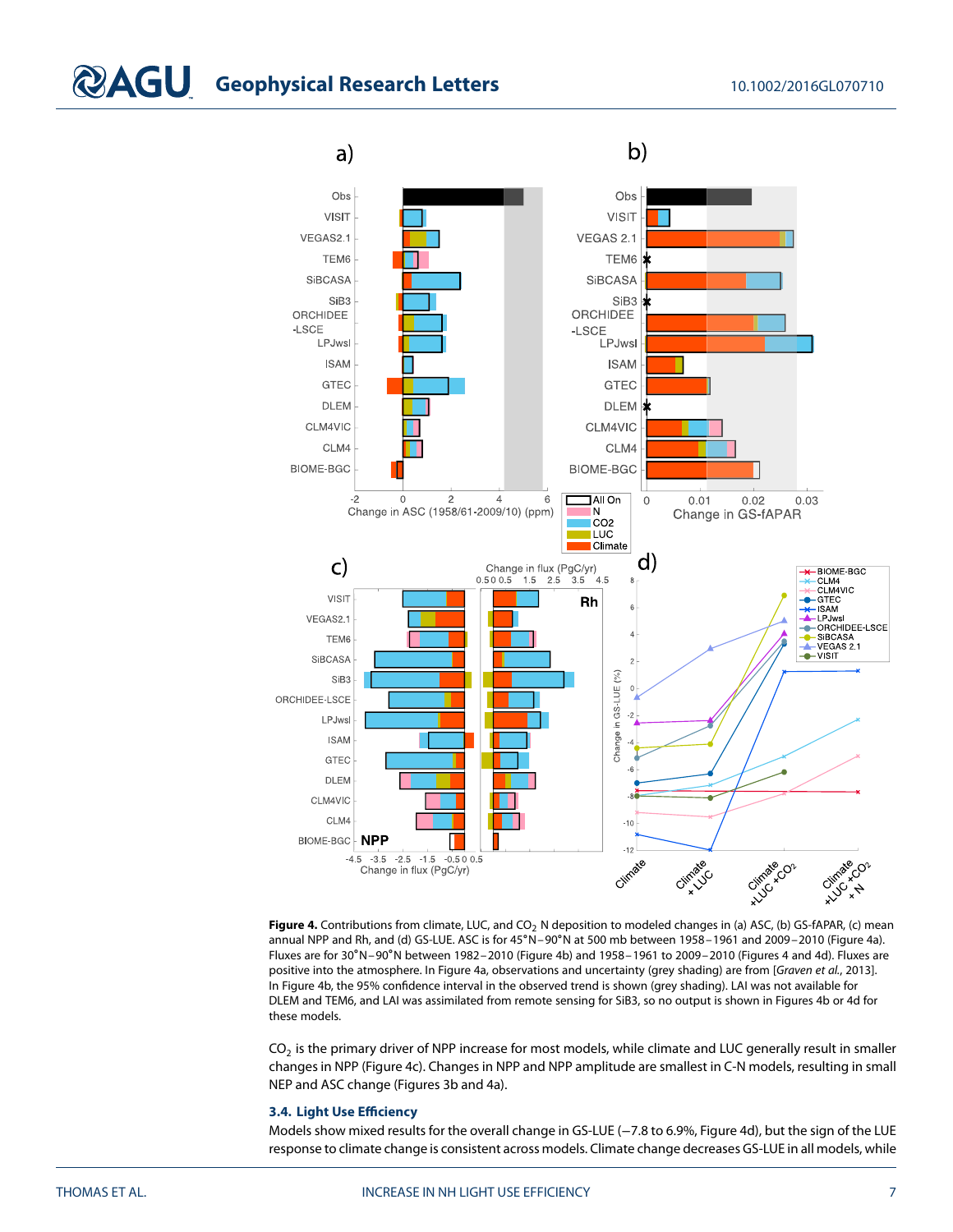**Figure 4.** Contributions from climate, LUC, and $CO_2$ N deposition to modeled changes in (a) ASC, (b) GS-fAPAR, (c) mean annual NPP and Rh, and (d) GS-LUE. ASC is for 45°N–90°N at 500 mb between 1958–1961 and 2009–2010 (Figure 4a). Fluxes are for 30°N–90°N between 1982–2010 (Figure 4b) and 1958–1961 to 2009–2010 (Figures 4 and 4d). Fluxes are positive into the atmosphere. In Figure 4a, observations and uncertainty (grey shading) are from [*Graven et al.*, 2013]. In Figure 4b, the 95% confidence interval in the observed trend is shown (grey shading). LAI was not available for DLEM and TEM6, and LAI was assimilated from remote sensing for SiB3, so no output is shown in Figures 4b or 4d for these models.

$CO_2$ is the primary driver of NPP increase for most models, while climate and LUC generally result in smaller changes in NPP (Figure 4c). Changes in NPP and NPP amplitude are smallest in C-N models, resulting in small NEP and ASC change (Figures 3b and 4a).

### 3.4. Light Use Efficiency

Models show mixed results for the overall change in GS-LUE (−7.8 to 6.9%, Figure 4d), but the sign of the LUE response to climate change is consistent across models. Climate change decreases GS-LUE in all models, while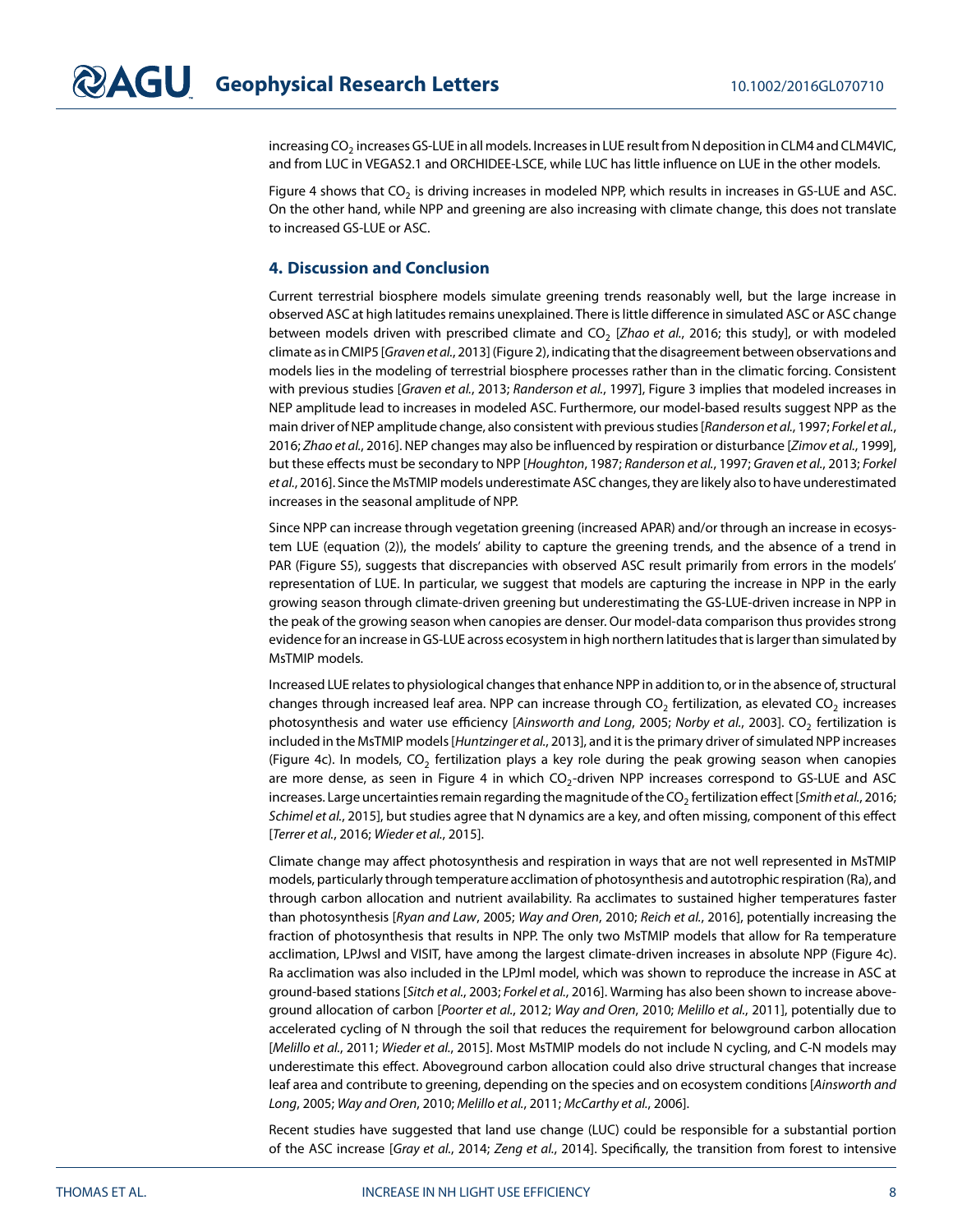increasing $CO_2$ increases GS-LUE in all models. Increases in LUE result from N deposition in CLM4 and CLM4VIC, and from LUC in VEGAS2.1 and ORCHIDEE-LSCE, while LUC has little influence on LUE in the other models.

Figure 4 shows that $CO_2$ is driving increases in modeled NPP, which results in increases in GS-LUE and ASC. On the other hand, while NPP and greening are also increasing with climate change, this does not translate to increased GS-LUE or ASC.

## 4. Discussion and Conclusion

Current terrestrial biosphere models simulate greening trends reasonably well, but the large increase in observed ASC at high latitudes remains unexplained. There is little difference in simulated ASC or ASC change between models driven with prescribed climate and $CO_2$ [*Zhao et al.*, 2016; this study], or with modeled climate as in CMIP5 [*Graven et al.*, 2013] (Figure 2), indicating that the disagreement between observations and models lies in the modeling of terrestrial biosphere processes rather than in the climatic forcing. Consistent with previous studies [*Graven et al.*, 2013; *Randerson et al.*, 1997], Figure 3 implies that modeled increases in NEP amplitude lead to increases in modeled ASC. Furthermore, our model-based results suggest NPP as the main driver of NEP amplitude change, also consistent with previous studies [*Randerson et al.*, 1997; *Forkel et al.*, 2016; *Zhao et al.*, 2016]. NEP changes may also be influenced by respiration or disturbance [*Zimov et al.*, 1999], but these effects must be secondary to NPP [*Houghton*, 1987; *Randerson et al.*, 1997; *Graven et al.*, 2013; *Forkel et al.*, 2016]. Since the MsTMIP models underestimate ASC changes, they are likely also to have underestimated increases in the seasonal amplitude of NPP.

Since NPP can increase through vegetation greening (increased APAR) and/or through an increase in ecosystem LUE (equation (2)), the models' ability to capture the greening trends, and the absence of a trend in PAR (Figure S5), suggests that discrepancies with observed ASC result primarily from errors in the models' representation of LUE. In particular, we suggest that models are capturing the increase in NPP in the early growing season through climate-driven greening but underestimating the GS-LUE-driven increase in NPP in the peak of the growing season when canopies are denser. Our model-data comparison thus provides strong evidence for an increase in GS-LUE across ecosystem in high northern latitudes that is larger than simulated by MsTMIP models.

Increased LUE relates to physiological changes that enhance NPP in addition to, or in the absence of, structural changes through increased leaf area. NPP can increase through $CO_2$ fertilization, as elevated $CO_2$ increases photosynthesis and water use efficiency [*Ainsworth and Long*, 2005; *Norby et al.*, 2003]. $CO_2$ fertilization is included in the MsTMIP models [*Huntzinger et al.*, 2013], and it is the primary driver of simulated NPP increases (Figure 4c). In models, $CO_2$ fertilization plays a key role during the peak growing season when canopies are more dense, as seen in Figure 4 in which $CO_2$-driven NPP increases correspond to GS-LUE and ASC increases. Large uncertainties remain regarding the magnitude of the $CO_2$ fertilization effect [*Smith et al.*, 2016; *Schimel et al.*, 2015], but studies agree that N dynamics are a key, and often missing, component of this effect [*Terrer et al.*, 2016; *Wieder et al.*, 2015].

Climate change may affect photosynthesis and respiration in ways that are not well represented in MsTMIP models, particularly through temperature acclimation of photosynthesis and autotrophic respiration (Ra), and through carbon allocation and nutrient availability. Ra acclimates to sustained higher temperatures faster than photosynthesis [*Ryan and Law*, 2005; *Way and Oren*, 2010; *Reich et al.*, 2016], potentially increasing the fraction of photosynthesis that results in NPP. The only two MsTMIP models that allow for Ra temperature acclimation, LPJwsl and VISIT, have among the largest climate-driven increases in absolute NPP (Figure 4c). Ra acclimation was also included in the LPJml model, which was shown to reproduce the increase in ASC at ground-based stations [*Sitch et al.*, 2003; *Forkel et al.*, 2016]. Warming has also been shown to increase aboveground allocation of carbon [*Poorter et al.*, 2012; *Way and Oren*, 2010; *Melillo et al.*, 2011], potentially due to accelerated cycling of N through the soil that reduces the requirement for belowground carbon allocation [*Melillo et al.*, 2011; *Wieder et al.*, 2015]. Most MsTMIP models do not include N cycling, and C-N models may underestimate this effect. Aboveground carbon allocation could also drive structural changes that increase leaf area and contribute to greening, depending on the species and on ecosystem conditions [*Ainsworth and Long*, 2005; *Way and Oren*, 2010; *Melillo et al.*, 2011; *McCarthy et al.*, 2006].

Recent studies have suggested that land use change (LUC) could be responsible for a substantial portion of the ASC increase [*Gray et al.*, 2014; *Zeng et al.*, 2014]. Specifically, the transition from forest to intensive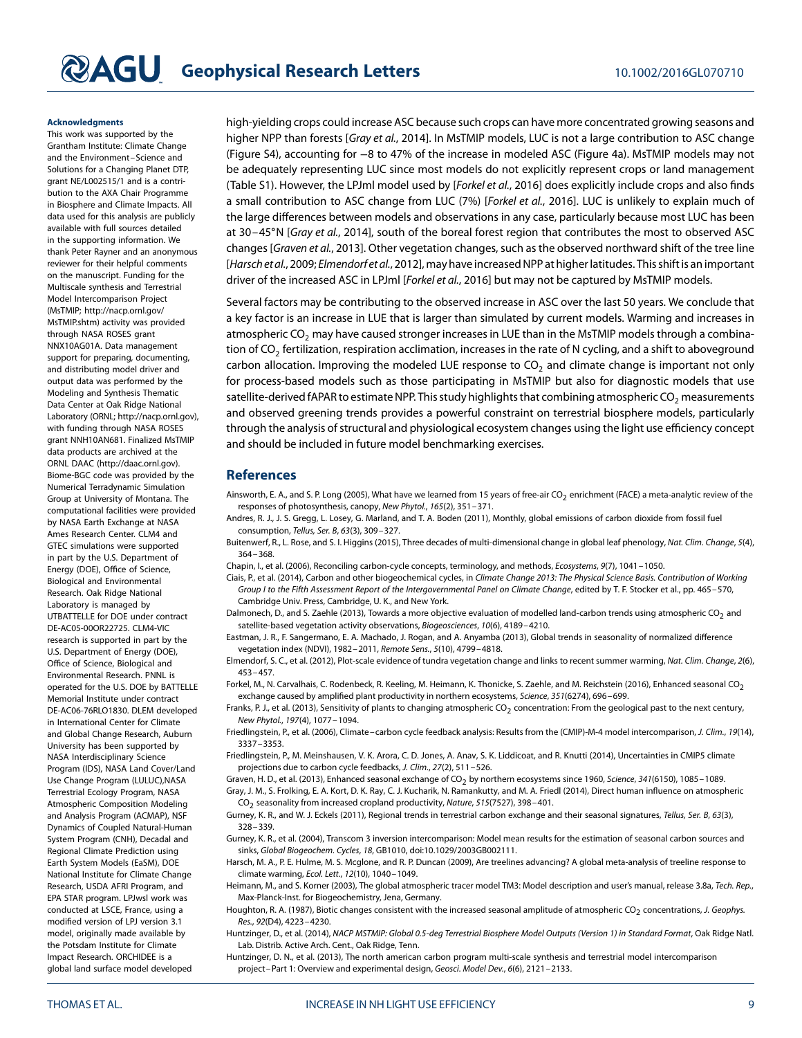high-yielding crops could increase ASC because such crops can have more concentrated growing seasons and higher NPP than forests [*Gray et al.*, 2014]. In MsTMIP models, LUC is not a large contribution to ASC change (Figure S4), accounting for −8 to 47% of the increase in modeled ASC (Figure 4a). MsTMIP models may not be adequately representing LUC since most models do not explicitly represent crops or land management (Table S1). However, the LPJml model used by [*Forkel et al.*, 2016] does explicitly include crops and also finds a small contribution to ASC change from LUC (7%) [*Forkel et al.*, 2016]. LUC is unlikely to explain much of the large differences between models and observations in any case, particularly because most LUC has been at 30–45°N [*Gray et al.*, 2014], south of the boreal forest region that contributes the most to observed ASC changes [*Graven et al.*, 2013]. Other vegetation changes, such as the observed northward shift of the tree line [*Harsch et al.*, 2009; *Elmendorf et al.*, 2012], may have increased NPP at higher latitudes. This shift is an important driver of the increased ASC in LPJml [*Forkel et al.*, 2016] but may not be captured by MsTMIP models.

Several factors may be contributing to the observed increase in ASC over the last 50 years. We conclude that a key factor is an increase in LUE that is larger than simulated by current models. Warming and increases in atmospheric $CO_2$ may have caused stronger increases in LUE than in the MsTMIP models through a combination of $CO_2$ fertilization, respiration acclimation, increases in the rate of N cycling, and a shift to aboveground carbon allocation. Improving the modeled LUE response to $CO_2$ and climate change is important not only for process-based models such as those participating in MsTMIP but also for diagnostic models that use satellite-derived fAPAR to estimate NPP. This study highlights that combining atmospheric $CO_2$ measurements and observed greening trends provides a powerful constraint on terrestrial biosphere models, particularly through the analysis of structural and physiological ecosystem changes using the light use efficiency concept and should be included in future model benchmarking exercises.

### Acknowledgments

This work was supported by the Grantham Institute: Climate Change and the Environment–Science and Solutions for a Changing Planet DTP, grant NE/L002515/1 and is a contribution to the AXA Chair Programme in Biosphere and Climate Impacts. All data used for this analysis are publicly available with full sources detailed in the supporting information. We thank Peter Rayner and an anonymous reviewer for their helpful comments on the manuscript. Funding for the Multiscale synthesis and Terrestrial Model Intercomparison Project (MsTMIP; http://nacp.ornl.gov/MsTMIP.shtm) activity was provided through NASA ROSES grant NNX10AG01A. Data management support for preparing, documenting, and distributing model driver and output data was performed by the Modeling and Synthesis Thematic Data Center at Oak Ridge National Laboratory (ORNL; http://nacp.ornl.gov), with funding through NASA ROSES grant NNH10AN681. Finalized MsTMIP data products are archived at the ORNL DAAC (http://daac.ornl.gov). Biome-BGC code was provided by the Numerical Terradynamic Simulation Group at University of Montana. The computational facilities were provided by NASA Earth Exchange at NASA Ames Research Center. CLM4 and GTEC simulations were supported in part by the U.S. Department of Energy (DOE), Office of Science, Biological and Environmental Research. Oak Ridge National Laboratory is managed by UTBATTELLE for DOE under contract DE-AC05-00OR22725. CLM4-VIC research is supported in part by the U.S. Department of Energy (DOE), Office of Science, Biological and Environmental Research. PNNL is operated for the U.S. DOE by BATTELLE Memorial Institute under contract DE-AC06-76RLO1830. DLEM developed in International Center for Climate and Global Change Research, Auburn University has been supported by NASA Interdisciplinary Science Program (IDS), NASA Land Cover/Land Use Change Program (LULUC),NASA Terrestrial Ecology Program, NASA Atmospheric Composition Modeling and Analysis Program (ACMAP), NSF Dynamics of Coupled Natural-Human System Program (CNH), Decadal and Regional Climate Prediction using Earth System Models (EaSM), DOE National Institute for Climate Change Research, USDA AFRI Program, and EPA STAR program. LPJwsl work was conducted at LSCE, France, using a modified version of LPJ version 3.1 model, originally made available by the Potsdam Institute for Climate Impact Research. ORCHIDEE is a global land surface model developed

## References

Ainsworth, E. A., and S. P. Long (2005), What have we learned from 15 years of free-air $CO_2$ enrichment (FACE) a meta-analytic review of the responses of photosynthesis, canopy, *New Phytol.*, *165*(2), 351–371.

Andres, R. J., J. S. Gregg, L. Losey, G. Marland, and T. A. Boden (2011), Monthly, global emissions of carbon dioxide from fossil fuel consumption, *Tellus, Ser. B*, *63*(3), 309–327.

Buitenwerf, R., L. Rose, and S. I. Higgins (2015), Three decades of multi-dimensional change in global leaf phenology, *Nat. Clim. Change*, *5*(4), 364–368.

Chapin, I., et al. (2006), Reconciling carbon-cycle concepts, terminology, and methods, *Ecosystems*, *9*(7), 1041–1050.

Ciais, P., et al. (2014), Carbon and other biogeochemical cycles, in *Climate Change 2013: The Physical Science Basis. Contribution of Working Group I to the Fifth Assessment Report of the Intergovernmental Panel on Climate Change*, edited by T. F. Stocker et al., pp. 465–570, Cambridge Univ. Press, Cambridge, U. K., and New York.

Dalmonech, D., and S. Zaehle (2013), Towards a more objective evaluation of modelled land-carbon trends using atmospheric $CO_2$ and satellite-based vegetation activity observations, *Biogeosciences*, *10*(6), 4189–4210.

Eastman, J. R., F. Sangermano, E. A. Machado, J. Rogan, and A. Anyamba (2013), Global trends in seasonality of normalized difference vegetation index (NDVI), 1982–2011, *Remote Sens.*, *5*(10), 4799–4818.

Elmendorf, S. C., et al. (2012), Plot-scale evidence of tundra vegetation change and links to recent summer warming, *Nat. Clim. Change*, *2*(6), 453–457.

Forkel, M., N. Carvalhais, C. Rodenbeck, R. Keeling, M. Heimann, K. Thonicke, S. Zaehle, and M. Reichstein (2016), Enhanced seasonal $CO_2$ exchange caused by amplified plant productivity in northern ecosystems, *Science*, *351*(6274), 696–699.

Franks, P. J., et al. (2013), Sensitivity of plants to changing atmospheric $CO_2$ concentration: From the geological past to the next century, *New Phytol.*, *197*(4), 1077–1094.

Friedlingstein, P., et al. (2006), Climate–carbon cycle feedback analysis: Results from the (CMIP)-M-4 model intercomparison, *J. Clim.*, *19*(14), 3337–3353.

Friedlingstein, P., M. Meinshausen, V. K. Arora, C. D. Jones, A. Anav, S. K. Liddicoat, and R. Knutti (2014), Uncertainties in CMIP5 climate projections due to carbon cycle feedbacks, *J. Clim.*, *27*(2), 511–526.

Graven, H. D., et al. (2013), Enhanced seasonal exchange of $CO_2$ by northern ecosystems since 1960, *Science*, *341*(6150), 1085–1089.

Gray, J. M., S. Frolking, E. A. Kort, D. K. Ray, C. J. Kucharik, N. Ramankutty, and M. A. Friedl (2014), Direct human influence on atmospheric $CO_2$ seasonality from increased cropland productivity, *Nature*, *515*(7527), 398–401.

Gurney, K. R., and W. J. Eckels (2011), Regional trends in terrestrial carbon exchange and their seasonal signatures, *Tellus, Ser. B*, *63*(3), 328–339.

Gurney, K. R., et al. (2004), Transcom 3 inversion intercomparison: Model mean results for the estimation of seasonal carbon sources and sinks, *Global Biogeochem. Cycles*, *18*, GB1010, doi:10.1029/2003GB002111.

Harsch, M. A., P. E. Hulme, M. S. Mcglone, and R. P. Duncan (2009), Are treelines advancing? A global meta-analysis of treeline response to climate warming, *Ecol. Lett.*, *12*(10), 1040–1049.

Heimann, M., and S. Korner (2003), The global atmospheric tracer model TM3: Model description and user's manual, release 3.8a, *Tech. Rep.*, Max-Planck-Inst. for Biogeochemistry, Jena, Germany.

Houghton, R. A. (1987), Biotic changes consistent with the increased seasonal amplitude of atmospheric $CO_2$ concentrations, *J. Geophys. Res.*, *92*(D4), 4223–4230.

Huntzinger, D., et al. (2014), *NACP MSTMIP: Global 0.5-deg Terrestrial Biosphere Model Outputs (Version 1) in Standard Format*, Oak Ridge Natl. Lab. Distrib. Active Arch. Cent., Oak Ridge, Tenn.

Huntzinger, D. N., et al. (2013), The north american carbon program multi-scale synthesis and terrestrial model intercomparison project–Part 1: Overview and experimental design, *Geosci. Model Dev.*, *6*(6), 2121–2133.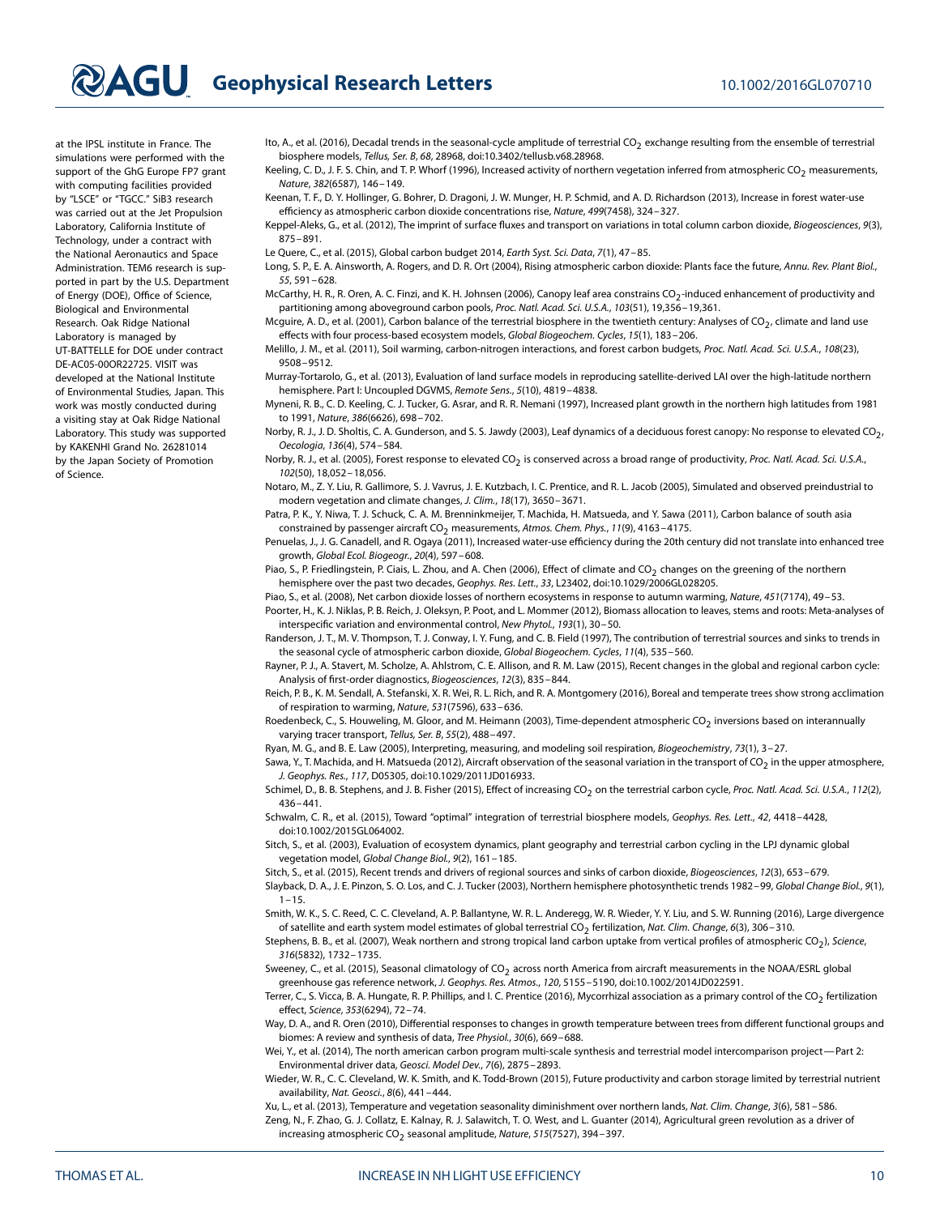at the IPSL institute in France. The simulations were performed with the support of the GhG Europe FP7 grant with computing facilities provided by "LSCE" or "TGCC." SiB3 research was carried out at the Jet Propulsion Laboratory, California Institute of Technology, under a contract with the National Aeronautics and Space Administration. TEM6 research is supported in part by the U.S. Department of Energy (DOE), Office of Science, Biological and Environmental Research. Oak Ridge National Laboratory is managed by UT-BATTELLE for DOE under contract DE-AC05-00OR22725. VISIT was developed at the National Institute of Environmental Studies, Japan. This work was mostly conducted during a visiting stay at Oak Ridge National Laboratory. This study was supported by KAKENHI Grand No. 26281014 by the Japan Society of Promotion of Science.

Ito, A., et al. (2016), Decadal trends in the seasonal-cycle amplitude of terrestrial $CO_2$ exchange resulting from the ensemble of terrestrial biosphere models, *Tellus, Ser. B*, *68*, 28968, doi:10.3402/tellusb.v68.28968.

Keeling, C. D., J. F. S. Chin, and T. P. Whorf (1996), Increased activity of northern vegetation inferred from atmospheric $CO_2$ measurements, *Nature*, *382*(6587), 146–149.

Keenan, T. F., D. Y. Hollinger, G. Bohrer, D. Dragoni, J. W. Munger, H. P. Schmid, and A. D. Richardson (2013), Increase in forest water-use efficiency as atmospheric carbon dioxide concentrations rise, *Nature*, *499*(7458), 324–327.

Keppel-Aleks, G., et al. (2012), The imprint of surface fluxes and transport on variations in total column carbon dioxide, *Biogeosciences*, *9*(3), 875–891.

Le Quere, C., et al. (2015), Global carbon budget 2014, *Earth Syst. Sci. Data*, *7*(1), 47–85.

Long, S. P., E. A. Ainsworth, A. Rogers, and D. R. Ort (2004), Rising atmospheric carbon dioxide: Plants face the future, *Annu. Rev. Plant Biol.*, *55*, 591–628.

McCarthy, H. R., R. Oren, A. C. Finzi, and K. H. Johnsen (2006), Canopy leaf area constrains $CO_2$-induced enhancement of productivity and partitioning among aboveground carbon pools, *Proc. Natl. Acad. Sci. U.S.A.*, *103*(51), 19,356–19,361.

Mcguire, A. D., et al. (2001), Carbon balance of the terrestrial biosphere in the twentieth century: Analyses of $CO_2$, climate and land use effects with four process-based ecosystem models, *Global Biogeochem. Cycles*, *15*(1), 183–206.

Melillo, J. M., et al. (2011), Soil warming, carbon-nitrogen interactions, and forest carbon budgets, *Proc. Natl. Acad. Sci. U.S.A.*, *108*(23), 9508–9512.

Murray-Tortarolo, G., et al. (2013), Evaluation of land surface models in reproducing satellite-derived LAI over the high-latitude northern hemisphere. Part I: Uncoupled DGVMS, *Remote Sens.*, *5*(10), 4819–4838.

Myneni, R. B., C. D. Keeling, C. J. Tucker, G. Asrar, and R. R. Nemani (1997), Increased plant growth in the northern high latitudes from 1981 to 1991, *Nature*, *386*(6626), 698–702.

Norby, R. J., J. D. Sholtis, C. A. Gunderson, and S. S. Jawdy (2003), Leaf dynamics of a deciduous forest canopy: No response to elevated $CO_2$, *Oecologia*, *136*(4), 574–584.

Norby, R. J., et al. (2005), Forest response to elevated $CO_2$ is conserved across a broad range of productivity, *Proc. Natl. Acad. Sci. U.S.A.*, *102*(50), 18,052–18,056.

Notaro, M., Z. Y. Liu, R. Gallimore, S. J. Vavrus, J. E. Kutzbach, I. C. Prentice, and R. L. Jacob (2005), Simulated and observed preindustrial to modern vegetation and climate changes, *J. Clim.*, *18*(17), 3650–3671.

Patra, P. K., Y. Niwa, T. J. Schuck, C. A. M. Brenninkmeijer, T. Machida, H. Matsueda, and Y. Sawa (2011), Carbon balance of south asia constrained by passenger aircraft $CO_2$ measurements, *Atmos. Chem. Phys.*, *11*(9), 4163–4175.

Penuelas, J., J. G. Canadell, and R. Ogaya (2011), Increased water-use efficiency during the 20th century did not translate into enhanced tree growth, *Global Ecol. Biogeogr.*, *20*(4), 597–608.

Piao, S., P. Friedlingstein, P. Ciais, L. Zhou, and A. Chen (2006), Effect of climate and $CO_2$ changes on the greening of the northern hemisphere over the past two decades, *Geophys. Res. Lett.*, *33*, L23402, doi:10.1029/2006GL028205.

Piao, S., et al. (2008), Net carbon dioxide losses of northern ecosystems in response to autumn warming, *Nature*, *451*(7174), 49–53.

Poorter, H., K. J. Niklas, P. B. Reich, J. Oleksyn, P. Poot, and L. Mommer (2012), Biomass allocation to leaves, stems and roots: Meta-analyses of interspecific variation and environmental control, *New Phytol.*, *193*(1), 30–50.

Randerson, J. T., M. V. Thompson, T. J. Conway, I. Y. Fung, and C. B. Field (1997), The contribution of terrestrial sources and sinks to trends in the seasonal cycle of atmospheric carbon dioxide, *Global Biogeochem. Cycles*, *11*(4), 535–560.

Rayner, P. J., A. Stavert, M. Scholze, A. Ahlstrom, C. E. Allison, and R. M. Law (2015), Recent changes in the global and regional carbon cycle: Analysis of first-order diagnostics, *Biogeosciences*, *12*(3), 835–844.

Reich, P. B., K. M. Sendall, A. Stefanski, X. R. Wei, R. L. Rich, and R. A. Montgomery (2016), Boreal and temperate trees show strong acclimation of respiration to warming, *Nature*, *531*(7596), 633–636.

Roedenbeck, C., S. Houweling, M. Gloor, and M. Heimann (2003), Time-dependent atmospheric $CO_2$ inversions based on interannually varying tracer transport, *Tellus, Ser. B*, *55*(2), 488–497.

Ryan, M. G., and B. E. Law (2005), Interpreting, measuring, and modeling soil respiration, *Biogeochemistry*, *73*(1), 3–27.

Sawa, Y., T. Machida, and H. Matsueda (2012), Aircraft observation of the seasonal variation in the transport of $CO_2$ in the upper atmosphere, *J. Geophys. Res.*, *117*, D05305, doi:10.1029/2011JD016933.

Schimel, D., B. B. Stephens, and J. B. Fisher (2015), Effect of increasing $CO_2$ on the terrestrial carbon cycle, *Proc. Natl. Acad. Sci. U.S.A.*, *112*(2), 436–441.

Schwalm, C. R., et al. (2015), Toward "optimal" integration of terrestrial biosphere models, *Geophys. Res. Lett.*, *42*, 4418–4428, doi:10.1002/2015GL064002.

Sitch, S., et al. (2003), Evaluation of ecosystem dynamics, plant geography and terrestrial carbon cycling in the LPJ dynamic global vegetation model, *Global Change Biol.*, *9*(2), 161–185.

Sitch, S., et al. (2015), Recent trends and drivers of regional sources and sinks of carbon dioxide, *Biogeosciences*, *12*(3), 653–679.

Slayback, D. A., J. E. Pinzon, S. O. Los, and C. J. Tucker (2003), Northern hemisphere photosynthetic trends 1982–99, *Global Change Biol.*, *9*(1), 1–15.

Smith, W. K., S. C. Reed, C. C. Cleveland, A. P. Ballantyne, W. R. L. Anderegg, W. R. Wieder, Y. Y. Liu, and S. W. Running (2016), Large divergence of satellite and earth system model estimates of global terrestrial $CO_2$ fertilization, *Nat. Clim. Change*, *6*(3), 306–310.

Stephens, B. B., et al. (2007), Weak northern and strong tropical land carbon uptake from vertical profiles of atmospheric $CO_2$), *Science*, *316*(5832), 1732–1735.

Sweeney, C., et al. (2015), Seasonal climatology of $CO_2$ across north America from aircraft measurements in the NOAA/ESRL global greenhouse gas reference network, *J. Geophys. Res. Atmos.*, *120*, 5155–5190, doi:10.1002/2014JD022591.

Terrer, C., S. Vicca, B. A. Hungate, R. P. Phillips, and I. C. Prentice (2016), Mycorrhizal association as a primary control of the $CO_2$ fertilization effect, *Science*, *353*(6294), 72–74.

Way, D. A., and R. Oren (2010), Differential responses to changes in growth temperature between trees from different functional groups and biomes: A review and synthesis of data, *Tree Physiol.*, *30*(6), 669–688.

Wei, Y., et al. (2014), The north american carbon program multi-scale synthesis and terrestrial model intercomparison project—Part 2: Environmental driver data, *Geosci. Model Dev.*, *7*(6), 2875–2893.

Wieder, W. R., C. C. Cleveland, W. K. Smith, and K. Todd-Brown (2015), Future productivity and carbon storage limited by terrestrial nutrient availability, *Nat. Geosci.*, *8*(6), 441–444.

Xu, L., et al. (2013), Temperature and vegetation seasonality diminishment over northern lands, *Nat. Clim. Change*, *3*(6), 581–586.

Zeng, N., F. Zhao, G. J. Collatz, E. Kalnay, R. J. Salawitch, T. O. West, and L. Guanter (2014), Agricultural green revolution as a driver of increasing atmospheric $CO_2$ seasonal amplitude, *Nature*, *515*(7527), 394–397.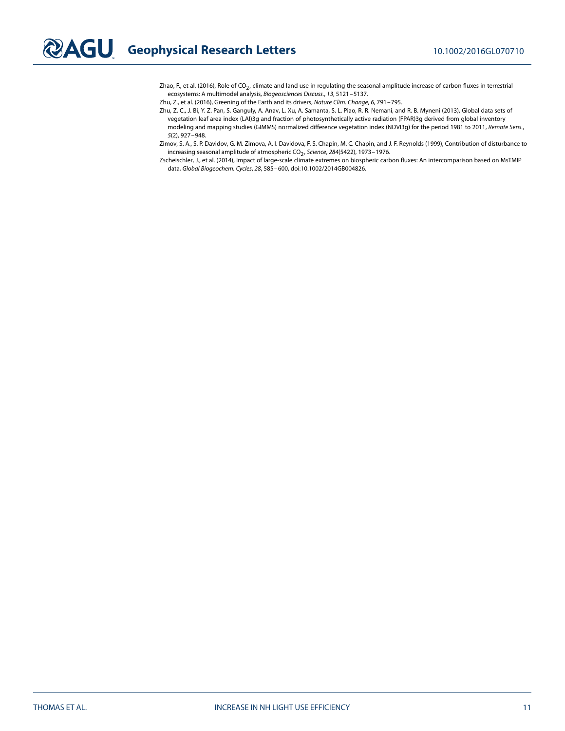Zhao, F., et al. (2016), Role of $CO_2$, climate and land use in regulating the seasonal amplitude increase of carbon fluxes in terrestrial ecosystems: A multimodel analysis, *Biogeosciences Discuss.*, *13*, 5121–5137.

Zhu, Z., et al. (2016), Greening of the Earth and its drivers, *Nature Clim. Change*, *6*, 791–795.

Zhu, Z. C., J. Bi, Y. Z. Pan, S. Ganguly, A. Anav, L. Xu, A. Samanta, S. L. Piao, R. R. Nemani, and R. B. Myneni (2013), Global data sets of vegetation leaf area index (LAI)3g and fraction of photosynthetically active radiation (FPAR)3g derived from global inventory modeling and mapping studies (GIMMS) normalized difference vegetation index (NDVI3g) for the period 1981 to 2011, *Remote Sens.*, *5*(2), 927–948.

Zimov, S. A., S. P. Davidov, G. M. Zimova, A. I. Davidova, F. S. Chapin, M. C. Chapin, and J. F. Reynolds (1999), Contribution of disturbance to increasing seasonal amplitude of atmospheric $CO_2$, *Science*, *284*(5422), 1973–1976.

Zscheischler, J., et al. (2014), Impact of large-scale climate extremes on biospheric carbon fluxes: An intercomparison based on MsTMIP data, *Global Biogeochem. Cycles*, *28*, 585–600, doi:10.1002/2014GB004826.